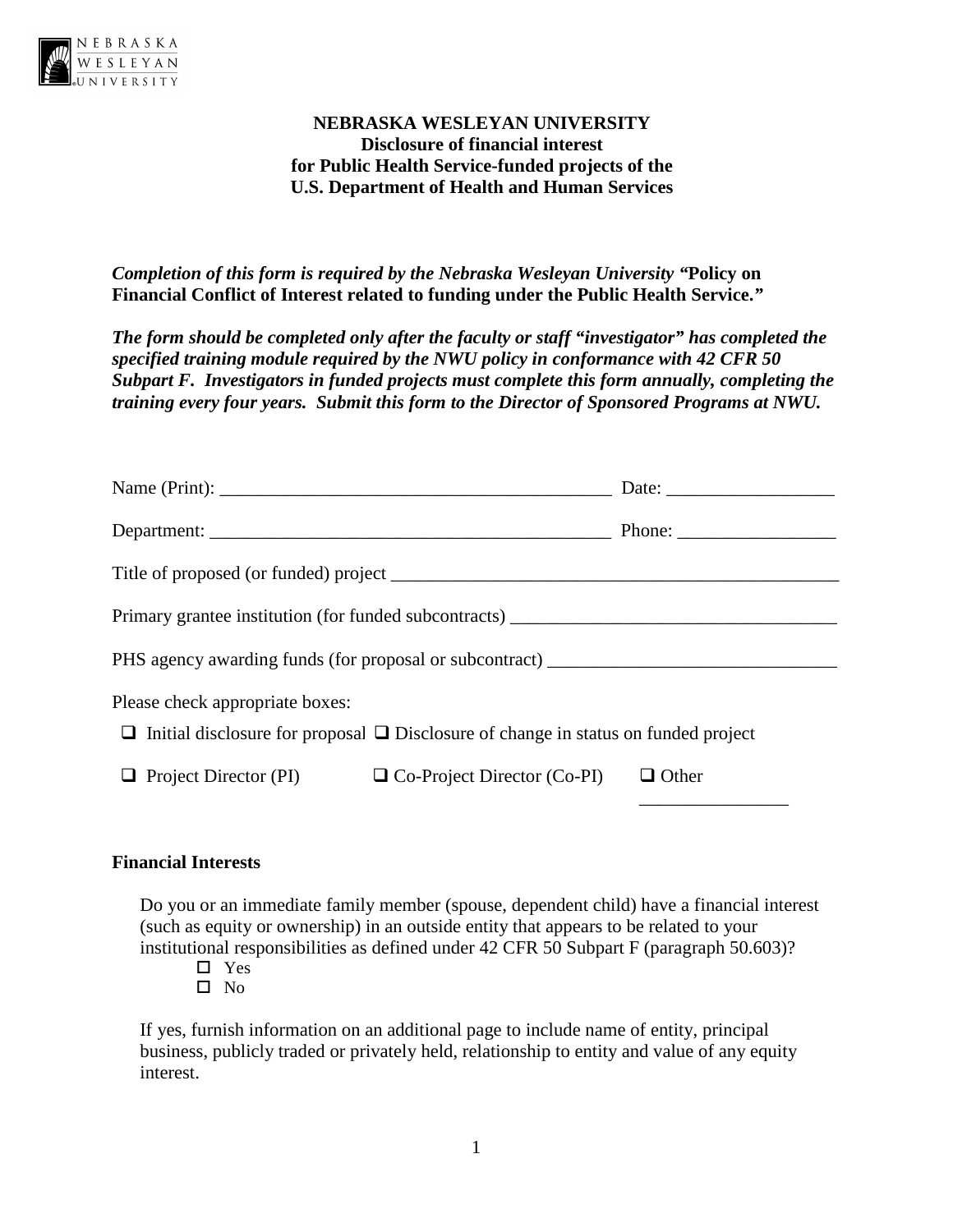**NEBRASKA WESLEYAN UNIVERSITY**
**Disclosure of financial interest**
**for Public Health Service-funded projects of the**
**U.S. Department of Health and Human Services**

***Completion of this form is required by the Nebraska Wesleyan University "Policy on Financial Conflict of Interest related to funding under the Public Health Service."***

***The form should be completed only after the faculty or staff "investigator" has completed the specified training module required by the NWU policy in conformance with 42 CFR 50 Subpart F. Investigators in funded projects must complete this form annually, completing the training every four years. Submit this form to the Director of Sponsored Programs at NWU.***

Name (Print): ___________________________________________ Date: __________________

Department: ____________________________________________ Phone: _________________

Title of proposed (or funded) project __________________________________________________

Primary grantee institution (for funded subcontracts) ___________________________________

PHS agency awarding funds (for proposal or subcontract) _______________________________

Please check appropriate boxes:

- ❑ Initial disclosure for proposal ❑ Disclosure of change in status on funded project
- ❑ Project Director (PI) ❑ Co-Project Director (Co-PI) ❑ Other ________________

**Financial Interests**

Do you or an immediate family member (spouse, dependent child) have a financial interest (such as equity or ownership) in an outside entity that appears to be related to your institutional responsibilities as defined under 42 CFR 50 Subpart F (paragraph 50.603)?

- ☐ Yes
- ☐ No

If yes, furnish information on an additional page to include name of entity, principal business, publicly traded or privately held, relationship to entity and value of any equity interest.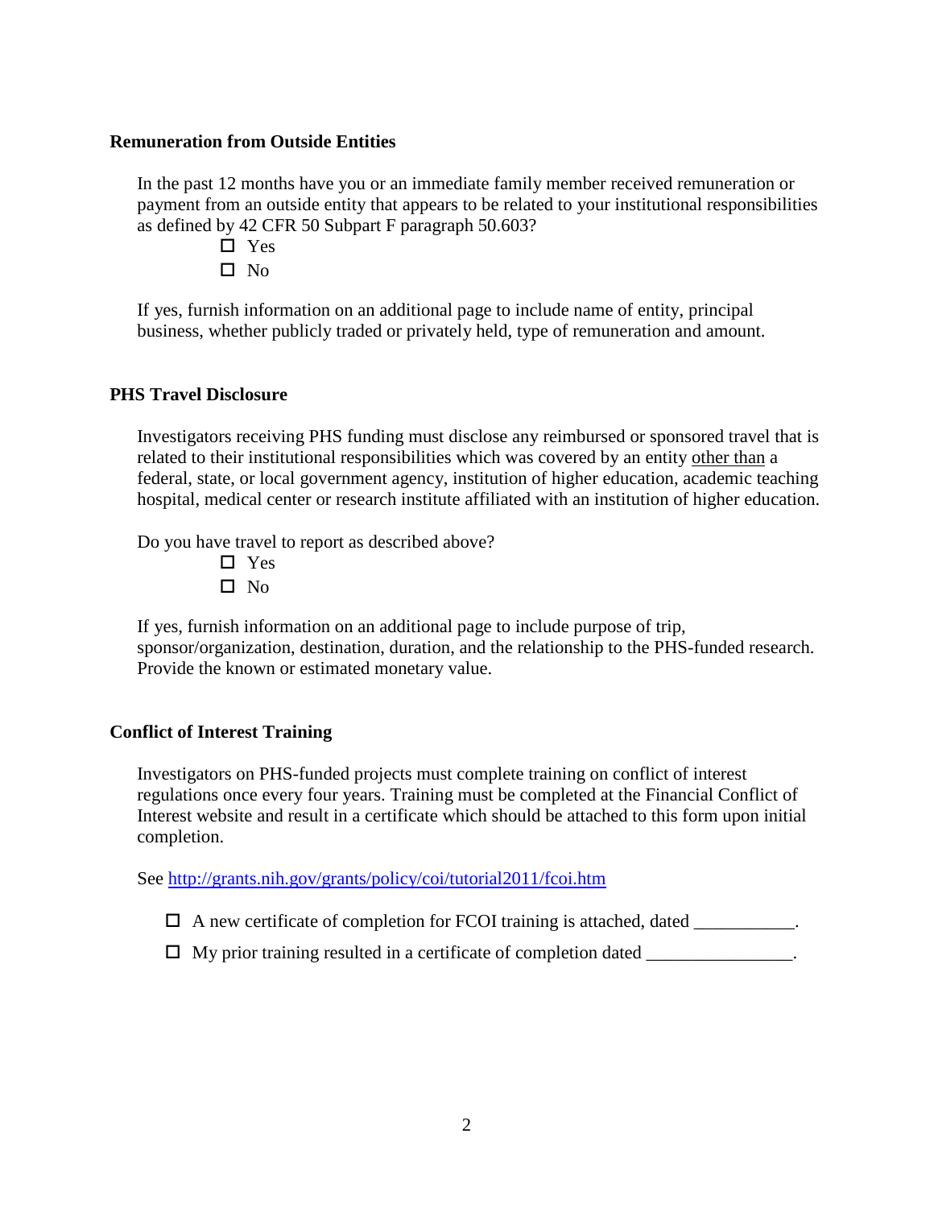**Remuneration from Outside Entities**

In the past 12 months have you or an immediate family member received remuneration or payment from an outside entity that appears to be related to your institutional responsibilities as defined by 42 CFR 50 Subpart F paragraph 50.603?

- ☐ Yes
- ☐ No

If yes, furnish information on an additional page to include name of entity, principal business, whether publicly traded or privately held, type of remuneration and amount.

**PHS Travel Disclosure**

Investigators receiving PHS funding must disclose any reimbursed or sponsored travel that is related to their institutional responsibilities which was covered by an entity <u>other than</u> a federal, state, or local government agency, institution of higher education, academic teaching hospital, medical center or research institute affiliated with an institution of higher education.

Do you have travel to report as described above?

- ☐ Yes
- ☐ No

If yes, furnish information on an additional page to include purpose of trip, sponsor/organization, destination, duration, and the relationship to the PHS-funded research. Provide the known or estimated monetary value.

**Conflict of Interest Training**

Investigators on PHS-funded projects must complete training on conflict of interest regulations once every four years. Training must be completed at the Financial Conflict of Interest website and result in a certificate which should be attached to this form upon initial completion.

See [http://grants.nih.gov/grants/policy/coi/tutorial2011/fcoi.htm](http://grants.nih.gov/grants/policy/coi/tutorial2011/fcoi.htm)

- ☐ A new certificate of completion for FCOI training is attached, dated ___________.
- ☐ My prior training resulted in a certificate of completion dated ________________.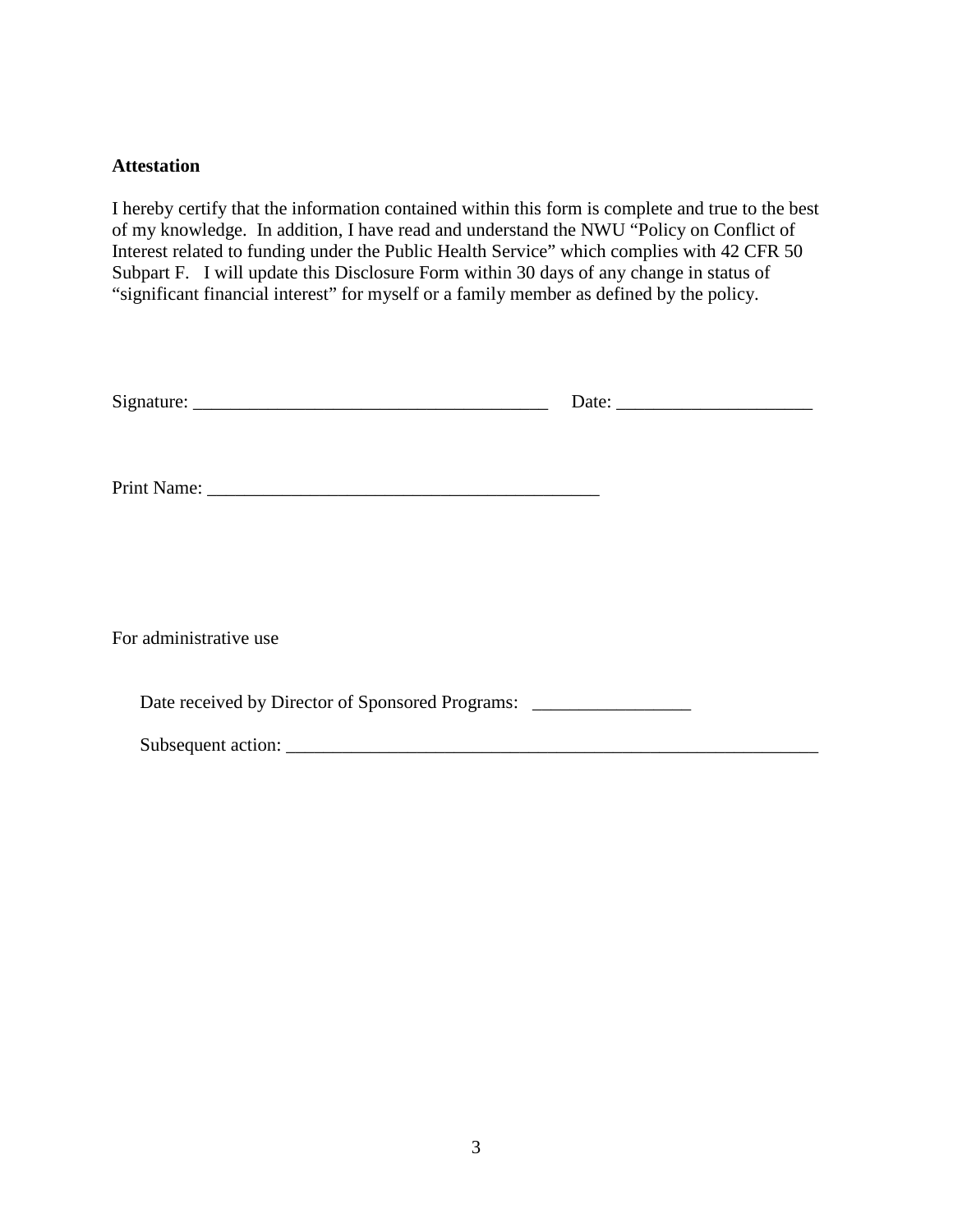**Attestation**

I hereby certify that the information contained within this form is complete and true to the best of my knowledge. In addition, I have read and understand the NWU "Policy on Conflict of Interest related to funding under the Public Health Service" which complies with 42 CFR 50 Subpart F. I will update this Disclosure Form within 30 days of any change in status of "significant financial interest" for myself or a family member as defined by the policy.

Signature: ______________________________________ Date: _____________________

Print Name: ___________________________________________

For administrative use

Date received by Director of Sponsored Programs: _________________

Subsequent action: ____________________________________________________________